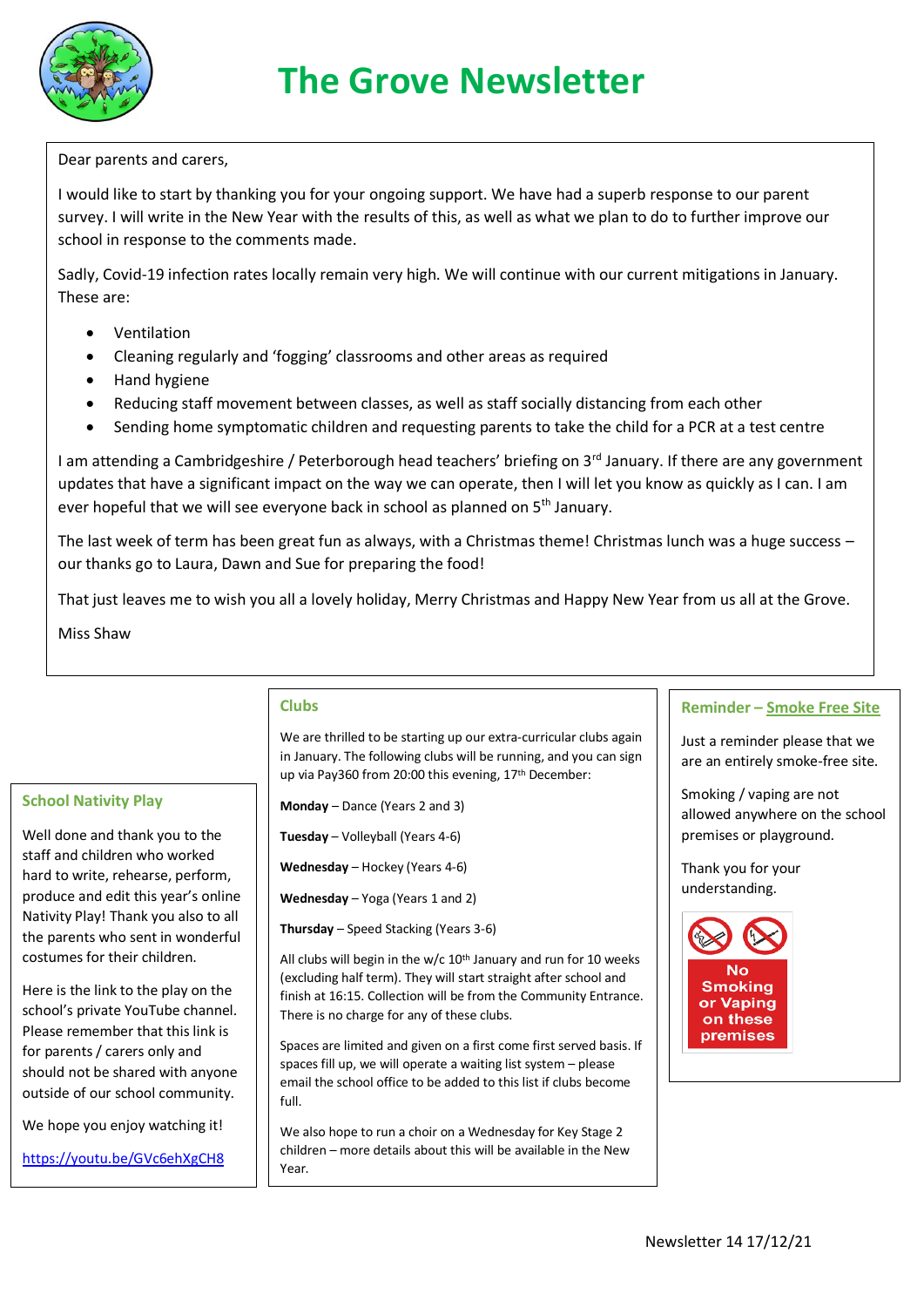# The Grove Newsletter

Dear parents and carers,

I would like to start by thanking you for your ongoing support. We have had a superb response to our parent survey. I will write in the New Year with the results of this, as well as what we plan to do to further improve our school in response to the comments made.

Sadly, Covid-19 infection rates locally remain very high. We will continue with our current mitigations in January. These are:

- Ventilation
- Cleaning regularly and 'fogging' classrooms and other areas as required
- Hand hygiene
- Reducing staff movement between classes, as well as staff socially distancing from each other
- Sending home symptomatic children and requesting parents to take the child for a PCR at a test centre

I am attending a Cambridgeshire / Peterborough head teachers' briefing on 3rd January. If there are any government updates that have a significant impact on the way we can operate, then I will let you know as quickly as I can. I am ever hopeful that we will see everyone back in school as planned on 5th January.

The last week of term has been great fun as always, with a Christmas theme! Christmas lunch was a huge success – our thanks go to Laura, Dawn and Sue for preparing the food!

That just leaves me to wish you all a lovely holiday, Merry Christmas and Happy New Year from us all at the Grove.

Miss Shaw

## School Nativity Play

Well done and thank you to the staff and children who worked hard to write, rehearse, perform, produce and edit this year's online Nativity Play! Thank you also to all the parents who sent in wonderful costumes for their children.

Here is the link to the play on the school's private YouTube channel. Please remember that this link is for parents / carers only and should not be shared with anyone outside of our school community.

We hope you enjoy watching it!

https://youtu.be/GVc6ehXgCH8

## Clubs

We are thrilled to be starting up our extra-curricular clubs again in January. The following clubs will be running, and you can sign up via Pay360 from 20:00 this evening, 17th December:

**Monday** – Dance (Years 2 and 3)

**Tuesday** – Volleyball (Years 4-6)

**Wednesday** – Hockey (Years 4-6)

**Wednesday** – Yoga (Years 1 and 2)

**Thursday** – Speed Stacking (Years 3-6)

All clubs will begin in the w/c 10th January and run for 10 weeks (excluding half term). They will start straight after school and finish at 16:15. Collection will be from the Community Entrance. There is no charge for any of these clubs.

Spaces are limited and given on a first come first served basis. If spaces fill up, we will operate a waiting list system – please email the school office to be added to this list if clubs become full.

We also hope to run a choir on a Wednesday for Key Stage 2 children – more details about this will be available in the New Year.

## Reminder – Smoke Free Site

Just a reminder please that we are an entirely smoke-free site.

Smoking / vaping are not allowed anywhere on the school premises or playground.

Thank you for your understanding.

No Smoking or Vaping on these premises

Newsletter 14 17/12/21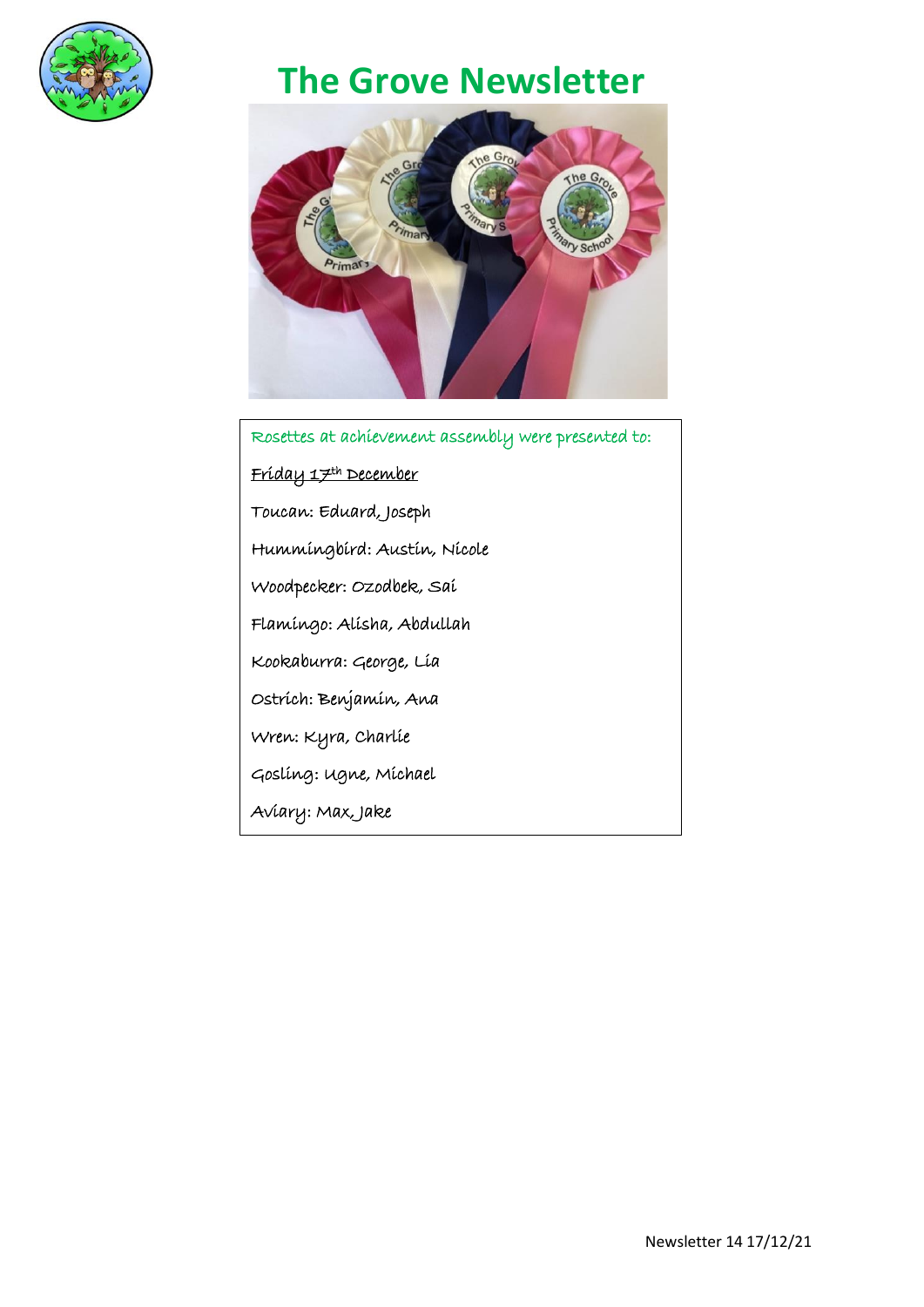# The Grove Newsletter

Rosettes at achievement assembly were presented to:

Friday 17th December

Toucan: Eduard, Joseph

Hummingbird: Austin, Nicole

Woodpecker: Ozodbek, Sai

Flamingo: Alisha, Abdullah

Kookaburra: George, Lia

Ostrich: Benjamin, Ana

Wren: Kyra, Charlie

Gosling: Ugne, Michael

Aviary: Max, Jake